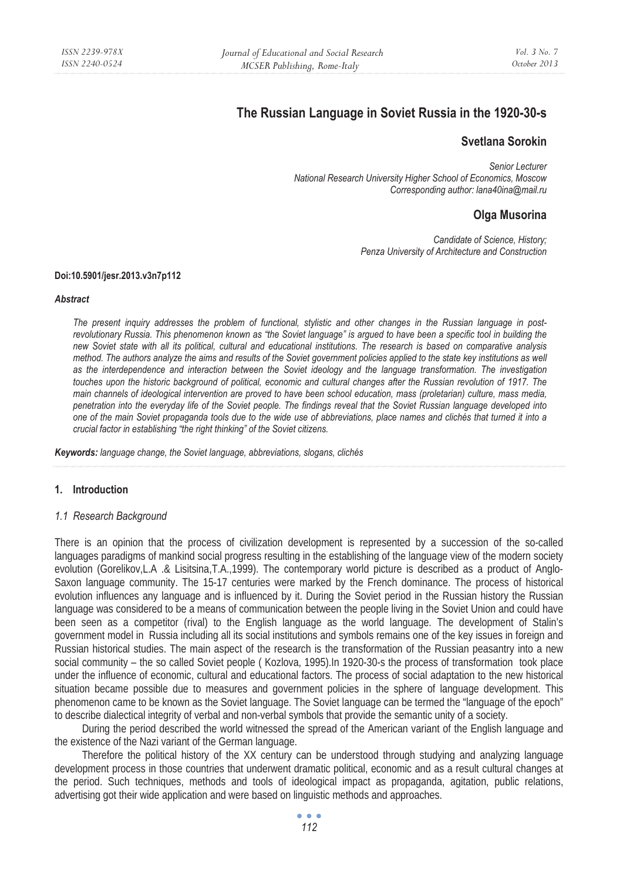# The Russian Language in Soviet Russia in the 1920-30-s

## Svetlana Sorokin

*Senior Lecturer*
*National Research University Higher School of Economics, Moscow*
*Corresponding author: lana40ina@mail.ru*

## Olga Musorina

*Candidate of Science, History;*
*Penza University of Architecture and Construction*

**Doi:10.5901/jesr.2013.v3n7p112**

***Abstract***

*The present inquiry addresses the problem of functional, stylistic and other changes in the Russian language in post-revolutionary Russia. This phenomenon known as "the Soviet language" is argued to have been a specific tool in building the new Soviet state with all its political, cultural and educational institutions. The research is based on comparative analysis method. The authors analyze the aims and results of the Soviet government policies applied to the state key institutions as well as the interdependence and interaction between the Soviet ideology and the language transformation. The investigation touches upon the historic background of political, economic and cultural changes after the Russian revolution of 1917. The main channels of ideological intervention are proved to have been school education, mass (proletarian) culture, mass media, penetration into the everyday life of the Soviet people. The findings reveal that the Soviet Russian language developed into one of the main Soviet propaganda tools due to the wide use of abbreviations, place names and clichés that turned it into a crucial factor in establishing "the right thinking" of the Soviet citizens.*

***Keywords:*** *language change, the Soviet language, abbreviations, slogans, clichés*

## 1. Introduction

### *1.1 Research Background*

There is an opinion that the process of civilization development is represented by a succession of the so-called languages paradigms of mankind social progress resulting in the establishing of the language view of the modern society evolution (Gorelikov,L.A .& Lisitsina,T.A.,1999). The contemporary world picture is described as a product of Anglo-Saxon language community. The 15-17 centuries were marked by the French dominance. The process of historical evolution influences any language and is influenced by it. During the Soviet period in the Russian history the Russian language was considered to be a means of communication between the people living in the Soviet Union and could have been seen as a competitor (rival) to the English language as the world language. The development of Stalin's government model in Russia including all its social institutions and symbols remains one of the key issues in foreign and Russian historical studies. The main aspect of the research is the transformation of the Russian peasantry into a new social community – the so called Soviet people ( Kozlova, 1995).In 1920-30-s the process of transformation took place under the influence of economic, cultural and educational factors. The process of social adaptation to the new historical situation became possible due to measures and government policies in the sphere of language development. This phenomenon came to be known as the Soviet language. The Soviet language can be termed the "language of the epoch" to describe dialectical integrity of verbal and non-verbal symbols that provide the semantic unity of a society.

During the period described the world witnessed the spread of the American variant of the English language and the existence of the Nazi variant of the German language.

Therefore the political history of the XX century can be understood through studying and analyzing language development process in those countries that underwent dramatic political, economic and as a result cultural changes at the period. Such techniques, methods and tools of ideological impact as propaganda, agitation, public relations, advertising got their wide application and were based on linguistic methods and approaches.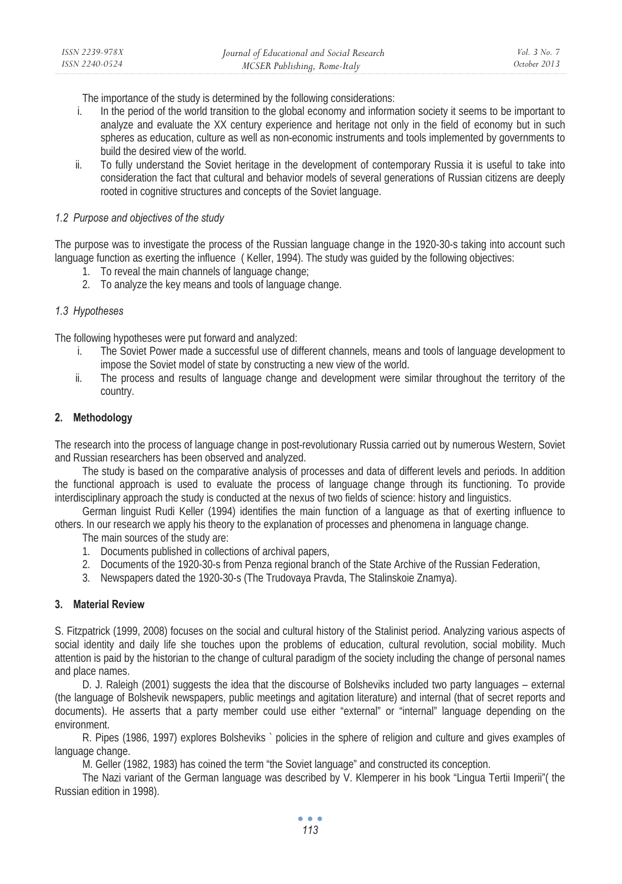The importance of the study is determined by the following considerations:

i. In the period of the world transition to the global economy and information society it seems to be important to analyze and evaluate the XX century experience and heritage not only in the field of economy but in such spheres as education, culture as well as non-economic instruments and tools implemented by governments to build the desired view of the world.
ii. To fully understand the Soviet heritage in the development of contemporary Russia it is useful to take into consideration the fact that cultural and behavior models of several generations of Russian citizens are deeply rooted in cognitive structures and concepts of the Soviet language.

### *1.2 Purpose and objectives of the study*

The purpose was to investigate the process of the Russian language change in the 1920-30-s taking into account such language function as exerting the influence ( Keller, 1994). The study was guided by the following objectives:

1. To reveal the main channels of language change;
2. To analyze the key means and tools of language change.

### *1.3 Hypotheses*

The following hypotheses were put forward and analyzed:

i. The Soviet Power made a successful use of different channels, means and tools of language development to impose the Soviet model of state by constructing a new view of the world.
ii. The process and results of language change and development were similar throughout the territory of the country.

## 2. Methodology

The research into the process of language change in post-revolutionary Russia carried out by numerous Western, Soviet and Russian researchers has been observed and analyzed.

The study is based on the comparative analysis of processes and data of different levels and periods. In addition the functional approach is used to evaluate the process of language change through its functioning. To provide interdisciplinary approach the study is conducted at the nexus of two fields of science: history and linguistics.

German linguist Rudi Keller (1994) identifies the main function of a language as that of exerting influence to others. In our research we apply his theory to the explanation of processes and phenomena in language change.

The main sources of the study are:

1. Documents published in collections of archival papers,
2. Documents of the 1920-30-s from Penza regional branch of the State Archive of the Russian Federation,
3. Newspapers dated the 1920-30-s (The Trudovaya Pravda, The Stalinskoie Znamya).

## 3. Material Review

S. Fitzpatrick (1999, 2008) focuses on the social and cultural history of the Stalinist period. Analyzing various aspects of social identity and daily life she touches upon the problems of education, cultural revolution, social mobility. Much attention is paid by the historian to the change of cultural paradigm of the society including the change of personal names and place names.

D. J. Raleigh (2001) suggests the idea that the discourse of Bolsheviks included two party languages – external (the language of Bolshevik newspapers, public meetings and agitation literature) and internal (that of secret reports and documents). He asserts that a party member could use either "external" or "internal" language depending on the environment.

R. Pipes (1986, 1997) explores Bolsheviks ` policies in the sphere of religion and culture and gives examples of language change.

M. Geller (1982, 1983) has coined the term "the Soviet language" and constructed its conception.

The Nazi variant of the German language was described by V. Klemperer in his book "Lingua Tertii Imperii"( the Russian edition in 1998).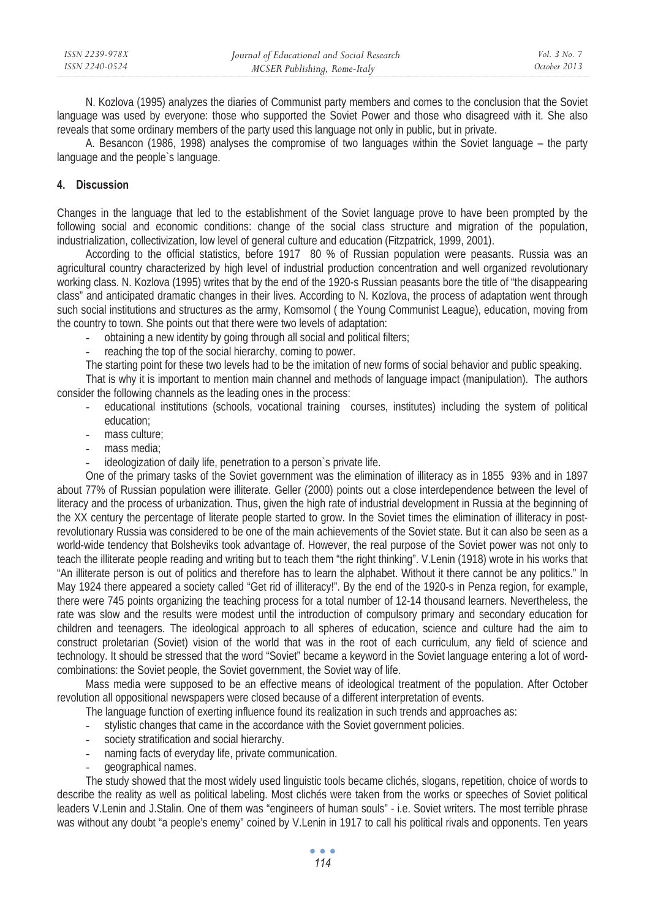N. Kozlova (1995) analyzes the diaries of Communist party members and comes to the conclusion that the Soviet language was used by everyone: those who supported the Soviet Power and those who disagreed with it. She also reveals that some ordinary members of the party used this language not only in public, but in private.

A. Besancon (1986, 1998) analyses the compromise of two languages within the Soviet language – the party language and the people`s language.

## 4. Discussion

Changes in the language that led to the establishment of the Soviet language prove to have been prompted by the following social and economic conditions: change of the social class structure and migration of the population, industrialization, collectivization, low level of general culture and education (Fitzpatrick, 1999, 2001).

According to the official statistics, before 1917 80 % of Russian population were peasants. Russia was an agricultural country characterized by high level of industrial production concentration and well organized revolutionary working class. N. Kozlova (1995) writes that by the end of the 1920-s Russian peasants bore the title of "the disappearing class" and anticipated dramatic changes in their lives. According to N. Kozlova, the process of adaptation went through such social institutions and structures as the army, Komsomol ( the Young Communist League), education, moving from the country to town. She points out that there were two levels of adaptation:

- obtaining a new identity by going through all social and political filters;
- reaching the top of the social hierarchy, coming to power.

The starting point for these two levels had to be the imitation of new forms of social behavior and public speaking.

That is why it is important to mention main channel and methods of language impact (manipulation). The authors consider the following channels as the leading ones in the process:

- educational institutions (schools, vocational training courses, institutes) including the system of political education;
- mass culture;
- mass media;
- ideologization of daily life, penetration to a person`s private life.

One of the primary tasks of the Soviet government was the elimination of illiteracy as in 1855 93% and in 1897 about 77% of Russian population were illiterate. Geller (2000) points out a close interdependence between the level of literacy and the process of urbanization. Thus, given the high rate of industrial development in Russia at the beginning of the XX century the percentage of literate people started to grow. In the Soviet times the elimination of illiteracy in post-revolutionary Russia was considered to be one of the main achievements of the Soviet state. But it can also be seen as a world-wide tendency that Bolsheviks took advantage of. However, the real purpose of the Soviet power was not only to teach the illiterate people reading and writing but to teach them "the right thinking". V.Lenin (1918) wrote in his works that "An illiterate person is out of politics and therefore has to learn the alphabet. Without it there cannot be any politics." In May 1924 there appeared a society called "Get rid of illiteracy!". By the end of the 1920-s in Penza region, for example, there were 745 points organizing the teaching process for a total number of 12-14 thousand learners. Nevertheless, the rate was slow and the results were modest until the introduction of compulsory primary and secondary education for children and teenagers. The ideological approach to all spheres of education, science and culture had the aim to construct proletarian (Soviet) vision of the world that was in the root of each curriculum, any field of science and technology. It should be stressed that the word "Soviet" became a keyword in the Soviet language entering a lot of word-combinations: the Soviet people, the Soviet government, the Soviet way of life.

Mass media were supposed to be an effective means of ideological treatment of the population. After October revolution all oppositional newspapers were closed because of a different interpretation of events.

The language function of exerting influence found its realization in such trends and approaches as:

- stylistic changes that came in the accordance with the Soviet government policies.
- society stratification and social hierarchy.
- naming facts of everyday life, private communication.
- geographical names.

The study showed that the most widely used linguistic tools became clichés, slogans, repetition, choice of words to describe the reality as well as political labeling. Most clichés were taken from the works or speeches of Soviet political leaders V.Lenin and J.Stalin. One of them was "engineers of human souls" - i.e. Soviet writers. The most terrible phrase was without any doubt "a people's enemy" coined by V.Lenin in 1917 to call his political rivals and opponents. Ten years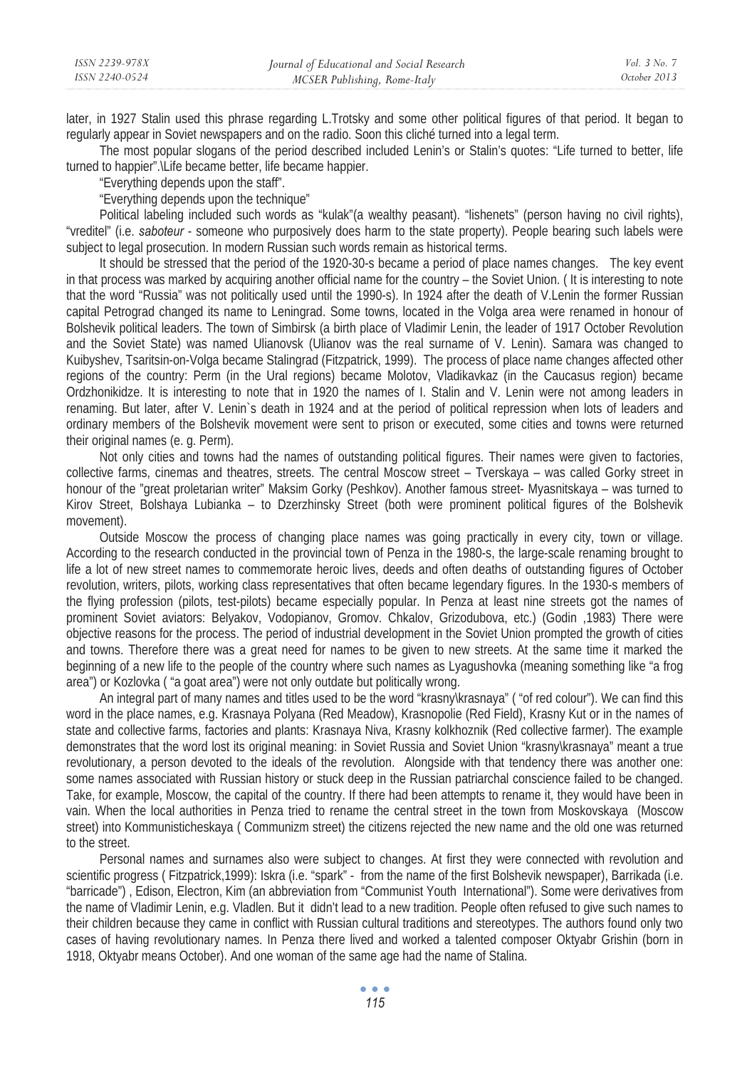later, in 1927 Stalin used this phrase regarding L.Trotsky and some other political figures of that period. It began to regularly appear in Soviet newspapers and on the radio. Soon this cliché turned into a legal term.

The most popular slogans of the period described included Lenin's or Stalin's quotes: "Life turned to better, life turned to happier".\Life became better, life became happier.

"Everything depends upon the staff".

"Everything depends upon the technique"

Political labeling included such words as "kulak"(a wealthy peasant). "lishenets" (person having no civil rights), "vreditel" (i.e. *saboteur* - someone who purposively does harm to the state property). People bearing such labels were subject to legal prosecution. In modern Russian such words remain as historical terms.

It should be stressed that the period of the 1920-30-s became a period of place names changes. The key event in that process was marked by acquiring another official name for the country – the Soviet Union. ( It is interesting to note that the word "Russia" was not politically used until the 1990-s). In 1924 after the death of V.Lenin the former Russian capital Petrograd changed its name to Leningrad. Some towns, located in the Volga area were renamed in honour of Bolshevik political leaders. The town of Simbirsk (a birth place of Vladimir Lenin, the leader of 1917 October Revolution and the Soviet State) was named Ulianovsk (Ulianov was the real surname of V. Lenin). Samara was changed to Kuibyshev, Tsaritsin-on-Volga became Stalingrad (Fitzpatrick, 1999). The process of place name changes affected other regions of the country: Perm (in the Ural regions) became Molotov, Vladikavkaz (in the Caucasus region) became Ordzhonikidze. It is interesting to note that in 1920 the names of I. Stalin and V. Lenin were not among leaders in renaming. But later, after V. Lenin`s death in 1924 and at the period of political repression when lots of leaders and ordinary members of the Bolshevik movement were sent to prison or executed, some cities and towns were returned their original names (e. g. Perm).

Not only cities and towns had the names of outstanding political figures. Their names were given to factories, collective farms, cinemas and theatres, streets. The central Moscow street – Tverskaya – was called Gorky street in honour of the "great proletarian writer" Maksim Gorky (Peshkov). Another famous street- Myasnitskaya – was turned to Kirov Street, Bolshaya Lubianka – to Dzerzhinsky Street (both were prominent political figures of the Bolshevik movement).

Outside Moscow the process of changing place names was going practically in every city, town or village. According to the research conducted in the provincial town of Penza in the 1980-s, the large-scale renaming brought to life a lot of new street names to commemorate heroic lives, deeds and often deaths of outstanding figures of October revolution, writers, pilots, working class representatives that often became legendary figures. In the 1930-s members of the flying profession (pilots, test-pilots) became especially popular. In Penza at least nine streets got the names of prominent Soviet aviators: Belyakov, Vodopianov, Gromov. Chkalov, Grizodubova, etc.) (Godin ,1983) There were objective reasons for the process. The period of industrial development in the Soviet Union prompted the growth of cities and towns. Therefore there was a great need for names to be given to new streets. At the same time it marked the beginning of a new life to the people of the country where such names as Lyagushovka (meaning something like "a frog area") or Kozlovka ( "a goat area") were not only outdate but politically wrong.

An integral part of many names and titles used to be the word "krasny\krasnaya" ( "of red colour"). We can find this word in the place names, e.g. Krasnaya Polyana (Red Meadow), Krasnopolie (Red Field), Krasny Kut or in the names of state and collective farms, factories and plants: Krasnaya Niva, Krasny kolkhoznik (Red collective farmer). The example demonstrates that the word lost its original meaning: in Soviet Russia and Soviet Union "krasny\krasnaya" meant a true revolutionary, a person devoted to the ideals of the revolution. Alongside with that tendency there was another one: some names associated with Russian history or stuck deep in the Russian patriarchal conscience failed to be changed. Take, for example, Moscow, the capital of the country. If there had been attempts to rename it, they would have been in vain. When the local authorities in Penza tried to rename the central street in the town from Moskovskaya (Moscow street) into Kommunisticheskaya ( Communizm street) the citizens rejected the new name and the old one was returned to the street.

Personal names and surnames also were subject to changes. At first they were connected with revolution and scientific progress ( Fitzpatrick,1999): Iskra (i.e. "spark" - from the name of the first Bolshevik newspaper), Barrikada (i.e. "barricade") , Edison, Electron, Kim (an abbreviation from "Communist Youth International"). Some were derivatives from the name of Vladimir Lenin, e.g. Vladlen. But it didn't lead to a new tradition. People often refused to give such names to their children because they came in conflict with Russian cultural traditions and stereotypes. The authors found only two cases of having revolutionary names. In Penza there lived and worked a talented composer Oktyabr Grishin (born in 1918, Oktyabr means October). And one woman of the same age had the name of Stalina.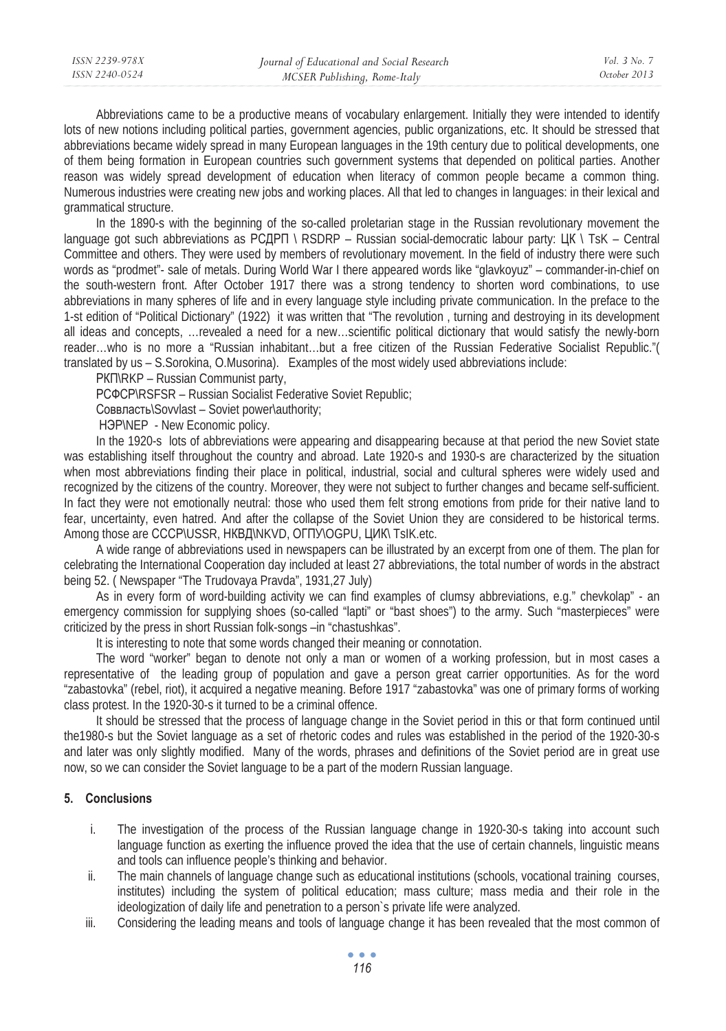Abbreviations came to be a productive means of vocabulary enlargement. Initially they were intended to identify lots of new notions including political parties, government agencies, public organizations, etc. It should be stressed that abbreviations became widely spread in many European languages in the 19th century due to political developments, one of them being formation in European countries such government systems that depended on political parties. Another reason was widely spread development of education when literacy of common people became a common thing. Numerous industries were creating new jobs and working places. All that led to changes in languages: in their lexical and grammatical structure.

In the 1890-s with the beginning of the so-called proletarian stage in the Russian revolutionary movement the language got such abbreviations as РСДРП \ RSDRP – Russian social-democratic labour party: ЦК \ TsK – Central Committee and others. They were used by members of revolutionary movement. In the field of industry there were such words as "prodmet"- sale of metals. During World War I there appeared words like "glavkoyuz" – commander-in-chief on the south-western front. After October 1917 there was a strong tendency to shorten word combinations, to use abbreviations in many spheres of life and in every language style including private communication. In the preface to the 1-st edition of "Political Dictionary" (1922) it was written that "The revolution , turning and destroying in its development all ideas and concepts, …revealed a need for a new…scientific political dictionary that would satisfy the newly-born reader…who is no more a "Russian inhabitant…but a free citizen of the Russian Federative Socialist Republic."( translated by us – S.Sorokina, O.Musorina). Examples of the most widely used abbreviations include:

РКП\RKP – Russian Communist party,

РСФСР\RSFSR – Russian Socialist Federative Soviet Republic;

Совласть\Sovvlast – Soviet power\authority;

НЭР\NEP - New Economic policy.

In the 1920-s lots of abbreviations were appearing and disappearing because at that period the new Soviet state was establishing itself throughout the country and abroad. Late 1920-s and 1930-s are characterized by the situation when most abbreviations finding their place in political, industrial, social and cultural spheres were widely used and recognized by the citizens of the country. Moreover, they were not subject to further changes and became self-sufficient. In fact they were not emotionally neutral: those who used them felt strong emotions from pride for their native land to fear, uncertainty, even hatred. And after the collapse of the Soviet Union they are considered to be historical terms. Among those are СССР\USSR, НКВД\NKVD, ОГПУ\OGPU, ЦИК\ TsIK.etc.

A wide range of abbreviations used in newspapers can be illustrated by an excerpt from one of them. The plan for celebrating the International Cooperation day included at least 27 abbreviations, the total number of words in the abstract being 52. ( Newspaper "The Trudovaya Pravda", 1931,27 July)

As in every form of word-building activity we can find examples of clumsy abbreviations, e.g." chevkolap" - an emergency commission for supplying shoes (so-called "lapti" or "bast shoes") to the army. Such "masterpieces" were criticized by the press in short Russian folk-songs –in "chastushkas".

It is interesting to note that some words changed their meaning or connotation.

The word "worker" began to denote not only a man or women of a working profession, but in most cases a representative of the leading group of population and gave a person great carrier opportunities. As for the word "zabastovka" (rebel, riot), it acquired a negative meaning. Before 1917 "zabastovka" was one of primary forms of working class protest. In the 1920-30-s it turned to be a criminal offence.

It should be stressed that the process of language change in the Soviet period in this or that form continued until the1980-s but the Soviet language as a set of rhetoric codes and rules was established in the period of the 1920-30-s and later was only slightly modified. Many of the words, phrases and definitions of the Soviet period are in great use now, so we can consider the Soviet language to be a part of the modern Russian language.

## 5. Conclusions

i. The investigation of the process of the Russian language change in 1920-30-s taking into account such language function as exerting the influence proved the idea that the use of certain channels, linguistic means and tools can influence people's thinking and behavior.

ii. The main channels of language change such as educational institutions (schools, vocational training courses, institutes) including the system of political education; mass culture; mass media and their role in the ideologization of daily life and penetration to a person`s private life were analyzed.

iii. Considering the leading means and tools of language change it has been revealed that the most common of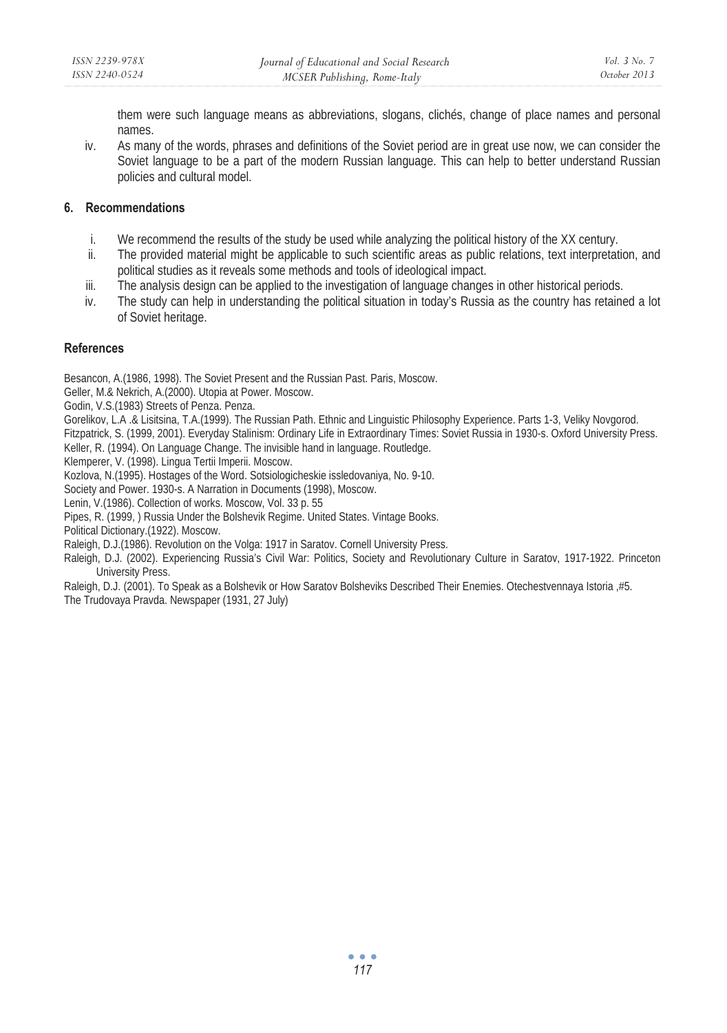them were such language means as abbreviations, slogans, clichés, change of place names and personal names.

iv. As many of the words, phrases and definitions of the Soviet period are in great use now, we can consider the Soviet language to be a part of the modern Russian language. This can help to better understand Russian policies and cultural model.

## 6. Recommendations

i. We recommend the results of the study be used while analyzing the political history of the XX century.
ii. The provided material might be applicable to such scientific areas as public relations, text interpretation, and political studies as it reveals some methods and tools of ideological impact.
iii. The analysis design can be applied to the investigation of language changes in other historical periods.
iv. The study can help in understanding the political situation in today's Russia as the country has retained a lot of Soviet heritage.

## References

Besancon, A.(1986, 1998). The Soviet Present and the Russian Past. Paris, Moscow.

Geller, M.& Nekrich, A.(2000). Utopia at Power. Moscow.

Godin, V.S.(1983) Streets of Penza. Penza.

Gorelikov, L.A .& Lisitsina, T.A.(1999). The Russian Path. Ethnic and Linguistic Philosophy Experience. Parts 1-3, Veliky Novgorod.

Fitzpatrick, S. (1999, 2001). Everyday Stalinism: Ordinary Life in Extraordinary Times: Soviet Russia in 1930-s. Oxford University Press.

Keller, R. (1994). On Language Change. The invisible hand in language. Routledge.

Klemperer, V. (1998). Lingua Tertii Imperii. Moscow.

Kozlova, N.(1995). Hostages of the Word. Sotsiologicheskie issledovaniya, No. 9-10.

Society and Power. 1930-s. A Narration in Documents (1998), Moscow.

Lenin, V.(1986). Collection of works. Moscow, Vol. 33 p. 55

Pipes, R. (1999, ) Russia Under the Bolshevik Regime. United States. Vintage Books.

Political Dictionary.(1922). Moscow.

Raleigh, D.J.(1986). Revolution on the Volga: 1917 in Saratov. Cornell University Press.

Raleigh, D.J. (2002). Experiencing Russia's Civil War: Politics, Society and Revolutionary Culture in Saratov, 1917-1922. Princeton University Press.

Raleigh, D.J. (2001). To Speak as a Bolshevik or How Saratov Bolsheviks Described Their Enemies. Otechestvennaya Istoria ,#5.

The Trudovaya Pravda. Newspaper (1931, 27 July)